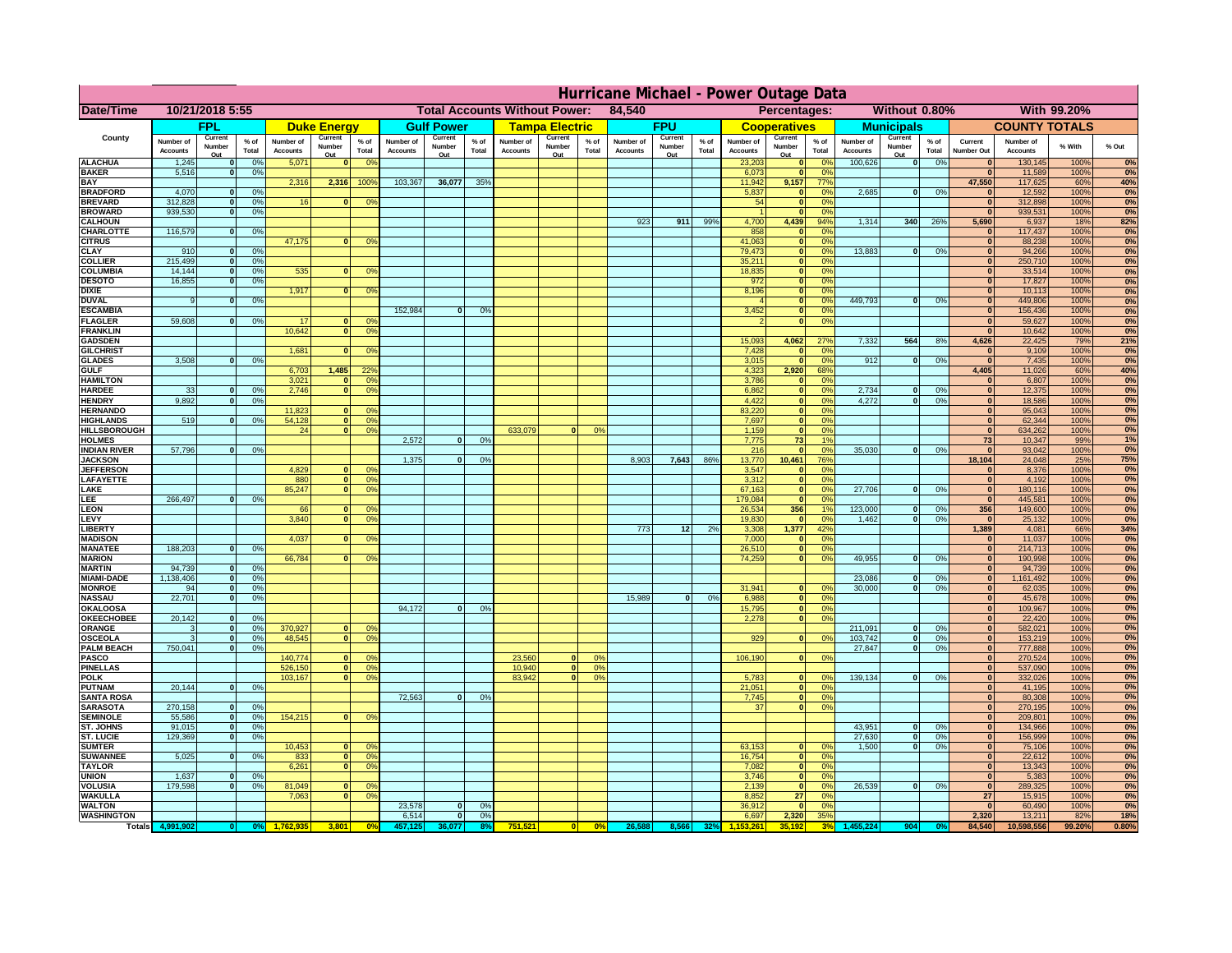# Hurricane Michael - Power Outage Data

| Date/Time | 10/21/2018 5:55 | Total Accounts Without Power: | 84,540 | Percentages: | Without 0.80% | With 99.20% |
|---|---|---|---|---|---|---|

| County | FPL | | | Duke Energy | | | Gulf Power | | | Tampa Electric | | | FPU | | | Cooperatives | | | Municipals | | | COUNTY TOTALS | | | |
|---|---|---|---|---|---|---|---|---|---|---|---|---|---|---|---|---|---|---|---|---|---|---|---|---|---|
| | Number of Accounts | Current Number Out | % of Total | Number of Accounts | Current Number Out | % of Total | Number of Accounts | Current Number Out | % of Total | Number of Accounts | Current Number Out | % of Total | Number of Accounts | Current Number Out | % of Total | Number of Accounts | Current Number Out | % of Total | Number of Accounts | Current Number Out | % of Total | Current Number Out | Number of Accounts | % With | % Out |
| ALACHUA | 1,245 | 0 | 0% | 5,071 | 0 | 0% | | | | | | | | | | 23,203 | 0 | 0% | 100,626 | 0 | 0% | 0 | 130,145 | 100% | 0% |
| BAKER | 5,516 | 0 | 0% | | | | | | | | | | | | | 6,073 | 0 | 0% | | | | 0 | 11,589 | 100% | 0% |
| BAY | | | | 2,316 | 2,316 | 100% | 103,367 | 36,077 | 35% | | | | | | | 11,942 | 9,157 | 77% | | | | 47,550 | 117,625 | 60% | 40% |
| BRADFORD | 4,070 | 0 | 0% | | | | | | | | | | | | | 5,837 | 0 | 0% | 2,685 | 0 | 0% | 0 | 12,592 | 100% | 0% |
| BREVARD | 312,828 | 0 | 0% | 16 | 0 | 0% | | | | | | | | | | 54 | 0 | 0% | | | | 0 | 312,898 | 100% | 0% |
| BROWARD | 939,530 | 0 | 0% | | | | | | | | | | | | | 1 | 0 | 0% | | | | 0 | 939,531 | 100% | 0% |
| CALHOUN | | | | | | | | | | | | | 923 | 911 | 99% | 4,700 | 4,439 | 94% | 1,314 | 340 | 26% | 5,690 | 6,937 | 18% | 82% |
| CHARLOTTE | 116,579 | 0 | 0% | | | | | | | | | | | | | 858 | 0 | 0% | | | | 0 | 117,437 | 100% | 0% |
| CITRUS | | | | 47,175 | 0 | 0% | | | | | | | | | | 41,063 | 0 | 0% | | | | 0 | 88,238 | 100% | 0% |
| CLAY | 910 | 0 | 0% | | | | | | | | | | | | | 79,473 | 0 | 0% | 13,883 | 0 | 0% | 0 | 94,266 | 100% | 0% |
| COLLIER | 215,499 | 0 | 0% | | | | | | | | | | | | | 35,211 | 0 | 0% | | | | 0 | 250,710 | 100% | 0% |
| COLUMBIA | 14,144 | 0 | 0% | 535 | 0 | 0% | | | | | | | | | | 18,835 | 0 | 0% | | | | 0 | 33,514 | 100% | 0% |
| DESOTO | 16,855 | 0 | 0% | | | | | | | | | | | | | 972 | 0 | 0% | | | | 0 | 17,827 | 100% | 0% |
| DIXIE | | | | 1,917 | 0 | 0% | | | | | | | | | | 8,196 | 0 | 0% | | | | 0 | 10,113 | 100% | 0% |
| DUVAL | 9 | 0 | 0% | | | | | | | | | | | | | 4 | 0 | 0% | 449,793 | 0 | 0% | 0 | 449,806 | 100% | 0% |
| ESCAMBIA | | | | | | | 152,984 | 0 | 0% | | | | | | | 3,452 | 0 | 0% | | | | 0 | 156,436 | 100% | 0% |
| FLAGLER | 59,608 | 0 | 0% | 17 | 0 | 0% | | | | | | | | | | 2 | 0 | 0% | | | | 0 | 59,627 | 100% | 0% |
| FRANKLIN | | | | 10,642 | 0 | 0% | | | | | | | | | | | | | | | | 0 | 10,642 | 100% | 0% |
| GADSDEN | | | | | | | | | | | | | | | | 15,093 | 4,062 | 27% | 7,332 | 564 | 8% | 4,626 | 22,425 | 79% | 21% |
| GILCHRIST | | | | 1,681 | 0 | 0% | | | | | | | | | | 7,428 | 0 | 0% | | | | 0 | 9,109 | 100% | 0% |
| GLADES | 3,508 | 0 | 0% | | | | | | | | | | | | | 3,015 | 0 | 0% | 912 | 0 | 0% | 0 | 7,435 | 100% | 0% |
| GULF | | | | 6,703 | 1,485 | 22% | | | | | | | | | | 4,323 | 2,920 | 68% | | | | 4,405 | 11,026 | 60% | 40% |
| HAMILTON | | | | 3,021 | 0 | 0% | | | | | | | | | | 3,786 | 0 | 0% | | | | 0 | 6,807 | 100% | 0% |
| HARDEE | 33 | 0 | 0% | 2,746 | 0 | 0% | | | | | | | | | | 6,862 | 0 | 0% | 2,734 | 0 | 0% | 0 | 12,375 | 100% | 0% |
| HENDRY | 9,892 | 0 | 0% | | | | | | | | | | | | | 4,422 | 0 | 0% | 4,272 | 0 | 0% | 0 | 18,586 | 100% | 0% |
| HERNANDO | | | | 11,823 | 0 | 0% | | | | | | | | | | 83,220 | 0 | 0% | | | | 0 | 95,043 | 100% | 0% |
| HIGHLANDS | 519 | 0 | 0% | 54,128 | 0 | 0% | | | | | | | | | | 7,697 | 0 | 0% | | | | 0 | 62,344 | 100% | 0% |
| HILLSBOROUGH | | | | 24 | 0 | 0% | | | | 633,079 | 0 | 0% | | | | 1,159 | 0 | 0% | | | | 0 | 634,262 | 100% | 0% |
| HOLMES | | | | | | | 2,572 | 0 | 0% | | | | | | | 7,775 | 73 | 1% | | | | 73 | 10,347 | 99% | 1% |
| INDIAN RIVER | 57,796 | 0 | 0% | | | | | | | | | | | | | 216 | 0 | 0% | 35,030 | 0 | 0% | 0 | 93,042 | 100% | 0% |
| JACKSON | | | | | | | 1,375 | 0 | 0% | | | | 8,903 | 7,643 | 86% | 13,770 | 10,461 | 76% | | | | 18,104 | 24,048 | 25% | 75% |
| JEFFERSON | | | | 4,829 | 0 | 0% | | | | | | | | | | 3,547 | 0 | 0% | | | | 0 | 8,376 | 100% | 0% |
| LAFAYETTE | | | | 880 | 0 | 0% | | | | | | | | | | 3,312 | 0 | 0% | | | | 0 | 4,192 | 100% | 0% |
| LAKE | | | | 85,247 | 0 | 0% | | | | | | | | | | 67,163 | 0 | 0% | 27,706 | 0 | 0% | 0 | 180,116 | 100% | 0% |
| LEE | 266,497 | 0 | 0% | | | | | | | | | | | | | 179,084 | 0 | 0% | | | | 0 | 445,581 | 100% | 0% |
| LEON | | | | 66 | 0 | 0% | | | | | | | | | | 26,534 | 356 | 1% | 123,000 | 0 | 0% | 356 | 149,600 | 100% | 0% |
| LEVY | | | | 3,840 | 0 | 0% | | | | | | | | | | 19,830 | 0 | 0% | 1,462 | 0 | 0% | 0 | 25,132 | 100% | 0% |
| LIBERTY | | | | | | | | | | | | | 773 | 12 | 2% | 3,308 | 1,377 | 42% | | | | 1,389 | 4,081 | 66% | 34% |
| MADISON | | | | 4,037 | 0 | 0% | | | | | | | | | | 7,000 | 0 | 0% | | | | 0 | 11,037 | 100% | 0% |
| MANATEE | 188,203 | 0 | 0% | | | | | | | | | | | | | 26,510 | 0 | 0% | | | | 0 | 214,713 | 100% | 0% |
| MARION | | | | 66,784 | 0 | 0% | | | | | | | | | | 74,259 | 0 | 0% | 49,955 | 0 | 0% | 0 | 190,998 | 100% | 0% |
| MARTIN | 94,739 | 0 | 0% | | | | | | | | | | | | | | | | | | | 0 | 94,739 | 100% | 0% |
| MIAMI-DADE | 1,138,406 | 0 | 0% | | | | | | | | | | | | | | | | 23,086 | 0 | 0% | 0 | 1,161,492 | 100% | 0% |
| MONROE | 94 | 0 | 0% | | | | | | | | | | | | | 31,941 | 0 | 0% | 30,000 | 0 | 0% | 0 | 62,035 | 100% | 0% |
| NASSAU | 22,701 | 0 | 0% | | | | | | | | | | 15,989 | 0 | 0% | 6,988 | 0 | 0% | | | | 0 | 45,678 | 100% | 0% |
| OKALOOSA | | | | | | | 94,172 | 0 | 0% | | | | | | | 15,795 | 0 | 0% | | | | 0 | 109,967 | 100% | 0% |
| OKEECHOBEE | 20,142 | 0 | 0% | | | | | | | | | | | | | 2,278 | 0 | 0% | | | | 0 | 22,420 | 100% | 0% |
| ORANGE | 3 | 0 | 0% | 370,927 | 0 | 0% | | | | | | | | | | | | | 211,091 | 0 | 0% | 0 | 582,021 | 100% | 0% |
| OSCEOLA | 3 | 0 | 0% | 48,545 | 0 | 0% | | | | | | | | | | 929 | 0 | 0% | 103,742 | 0 | 0% | 0 | 153,219 | 100% | 0% |
| PALM BEACH | 750,041 | 0 | 0% | | | | | | | | | | | | | | | | 27,847 | 0 | 0% | 0 | 777,888 | 100% | 0% |
| PASCO | | | | 140,774 | 0 | 0% | | | | 23,560 | 0 | 0% | | | | 106,190 | 0 | 0% | | | | 0 | 270,524 | 100% | 0% |
| PINELLAS | | | | 526,150 | 0 | 0% | | | | 10,940 | 0 | 0% | | | | | | | | | | 0 | 537,090 | 100% | 0% |
| POLK | | | | 103,167 | 0 | 0% | | | | 83,942 | 0 | 0% | | | | 5,783 | 0 | 0% | 139,134 | 0 | 0% | 0 | 332,026 | 100% | 0% |
| PUTNAM | 20,144 | 0 | 0% | | | | | | | | | | | | | 21,051 | 0 | 0% | | | | 0 | 41,195 | 100% | 0% |
| SANTA ROSA | | | | | | | 72,563 | 0 | 0% | | | | | | | 7,745 | 0 | 0% | | | | 0 | 80,308 | 100% | 0% |
| SARASOTA | 270,158 | 0 | 0% | | | | | | | | | | | | | 37 | 0 | 0% | | | | 0 | 270,195 | 100% | 0% |
| SEMINOLE | 55,586 | 0 | 0% | 154,215 | 0 | 0% | | | | | | | | | | | | | | | | 0 | 209,801 | 100% | 0% |
| ST. JOHNS | 91,015 | 0 | 0% | | | | | | | | | | | | | | | | 43,951 | 0 | 0% | 0 | 134,966 | 100% | 0% |
| ST. LUCIE | 129,369 | 0 | 0% | | | | | | | | | | | | | | | | 27,630 | 0 | 0% | 0 | 156,999 | 100% | 0% |
| SUMTER | | | | 10,453 | 0 | 0% | | | | | | | | | | 63,153 | 0 | 0% | 1,500 | 0 | 0% | 0 | 75,106 | 100% | 0% |
| SUWANNEE | 5,025 | 0 | 0% | 833 | 0 | 0% | | | | | | | | | | 16,754 | 0 | 0% | | | | 0 | 22,612 | 100% | 0% |
| TAYLOR | | | | 6,261 | 0 | 0% | | | | | | | | | | 7,082 | 0 | 0% | | | | 0 | 13,343 | 100% | 0% |
| UNION | 1,637 | 0 | 0% | | | | | | | | | | | | | 3,746 | 0 | 0% | | | | 0 | 5,383 | 100% | 0% |
| VOLUSIA | 179,598 | 0 | 0% | 81,049 | 0 | 0% | | | | | | | | | | 2,139 | 0 | 0% | 26,539 | 0 | 0% | 0 | 289,325 | 100% | 0% |
| WAKULLA | | | | 7,063 | 0 | 0% | | | | | | | | | | 8,852 | 27 | 0% | | | | 27 | 15,915 | 100% | 0% |
| WALTON | | | | | | | 23,578 | 0 | 0% | | | | | | | 36,912 | 0 | 0% | | | | 0 | 60,490 | 100% | 0% |
| WASHINGTON | | | | | | | 6,514 | 0 | 0% | | | | | | | 6,697 | 2,320 | 35% | | | | 2,320 | 13,211 | 82% | 18% |
| Totals | 4,991,902 | 0 | 0% | 1,762,935 | 3,801 | 0% | 457,125 | 36,077 | 8% | 751,521 | 0 | 0% | 26,588 | 8,566 | 32% | 1,153,261 | 35,192 | 3% | 1,455,224 | 904 | 0% | 84,540 | 10,598,556 | 99.20% | 0.80% |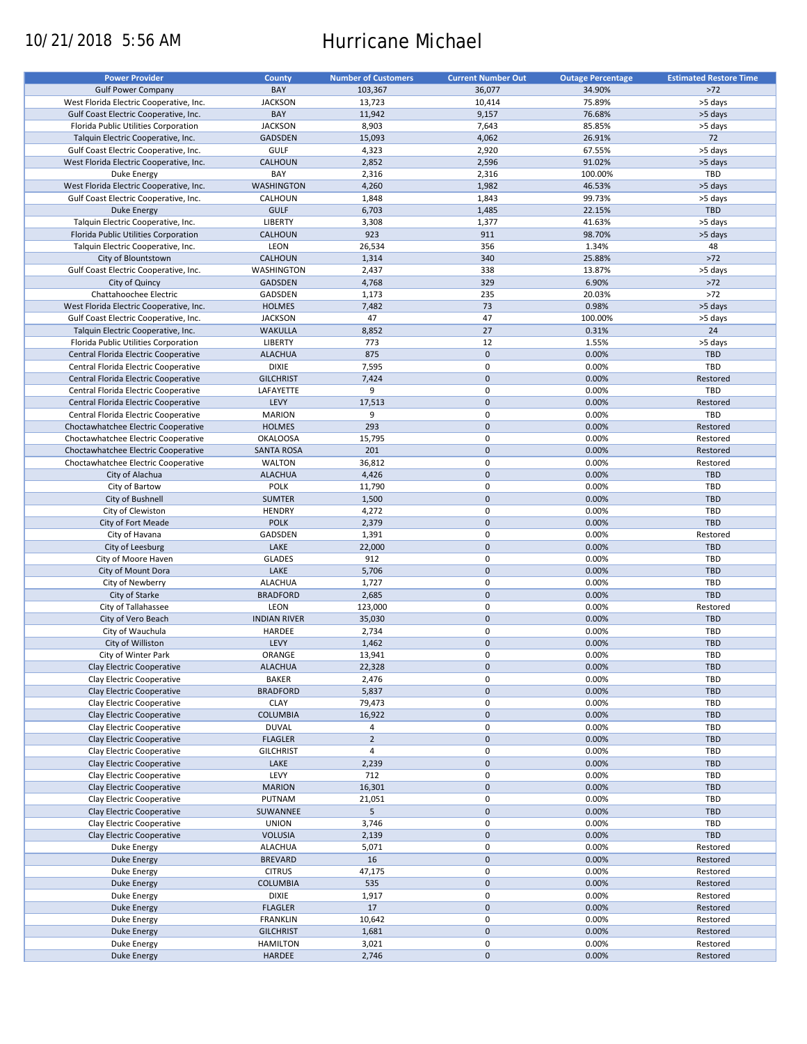10/21/2018 5:56 AM

# Hurricane Michael

| Power Provider | County | Number of Customers | Current Number Out | Outage Percentage | Estimated Restore Time |
|---|---|---|---|---|---|
| Gulf Power Company | BAY | 103,367 | 36,077 | 34.90% | >72 |
| West Florida Electric Cooperative, Inc. | JACKSON | 13,723 | 10,414 | 75.89% | >5 days |
| Gulf Coast Electric Cooperative, Inc. | BAY | 11,942 | 9,157 | 76.68% | >5 days |
| Florida Public Utilities Corporation | JACKSON | 8,903 | 7,643 | 85.85% | >5 days |
| Talquin Electric Cooperative, Inc. | GADSDEN | 15,093 | 4,062 | 26.91% | 72 |
| Gulf Coast Electric Cooperative, Inc. | GULF | 4,323 | 2,920 | 67.55% | >5 days |
| West Florida Electric Cooperative, Inc. | CALHOUN | 2,852 | 2,596 | 91.02% | >5 days |
| Duke Energy | BAY | 2,316 | 2,316 | 100.00% | TBD |
| West Florida Electric Cooperative, Inc. | WASHINGTON | 4,260 | 1,982 | 46.53% | >5 days |
| Gulf Coast Electric Cooperative, Inc. | CALHOUN | 1,848 | 1,843 | 99.73% | >5 days |
| Duke Energy | GULF | 6,703 | 1,485 | 22.15% | TBD |
| Talquin Electric Cooperative, Inc. | LIBERTY | 3,308 | 1,377 | 41.63% | >5 days |
| Florida Public Utilities Corporation | CALHOUN | 923 | 911 | 98.70% | >5 days |
| Talquin Electric Cooperative, Inc. | LEON | 26,534 | 356 | 1.34% | 48 |
| City of Blountstown | CALHOUN | 1,314 | 340 | 25.88% | >72 |
| Gulf Coast Electric Cooperative, Inc. | WASHINGTON | 2,437 | 338 | 13.87% | >5 days |
| City of Quincy | GADSDEN | 4,768 | 329 | 6.90% | >72 |
| Chattahoochee Electric | GADSDEN | 1,173 | 235 | 20.03% | >72 |
| West Florida Electric Cooperative, Inc. | HOLMES | 7,482 | 73 | 0.98% | >5 days |
| Gulf Coast Electric Cooperative, Inc. | JACKSON | 47 | 47 | 100.00% | >5 days |
| Talquin Electric Cooperative, Inc. | WAKULLA | 8,852 | 27 | 0.31% | 24 |
| Florida Public Utilities Corporation | LIBERTY | 773 | 12 | 1.55% | >5 days |
| Central Florida Electric Cooperative | ALACHUA | 875 | 0 | 0.00% | TBD |
| Central Florida Electric Cooperative | DIXIE | 7,595 | 0 | 0.00% | TBD |
| Central Florida Electric Cooperative | GILCHRIST | 7,424 | 0 | 0.00% | Restored |
| Central Florida Electric Cooperative | LAFAYETTE | 9 | 0 | 0.00% | TBD |
| Central Florida Electric Cooperative | LEVY | 17,513 | 0 | 0.00% | Restored |
| Central Florida Electric Cooperative | MARION | 9 | 0 | 0.00% | TBD |
| Choctawhatchee Electric Cooperative | HOLMES | 293 | 0 | 0.00% | Restored |
| Choctawhatchee Electric Cooperative | OKALOOSA | 15,795 | 0 | 0.00% | Restored |
| Choctawhatchee Electric Cooperative | SANTA ROSA | 201 | 0 | 0.00% | Restored |
| Choctawhatchee Electric Cooperative | WALTON | 36,812 | 0 | 0.00% | Restored |
| City of Alachua | ALACHUA | 4,426 | 0 | 0.00% | TBD |
| City of Bartow | POLK | 11,790 | 0 | 0.00% | TBD |
| City of Bushnell | SUMTER | 1,500 | 0 | 0.00% | TBD |
| City of Clewiston | HENDRY | 4,272 | 0 | 0.00% | TBD |
| City of Fort Meade | POLK | 2,379 | 0 | 0.00% | TBD |
| City of Havana | GADSDEN | 1,391 | 0 | 0.00% | Restored |
| City of Leesburg | LAKE | 22,000 | 0 | 0.00% | TBD |
| City of Moore Haven | GLADES | 912 | 0 | 0.00% | TBD |
| City of Mount Dora | LAKE | 5,706 | 0 | 0.00% | TBD |
| City of Newberry | ALACHUA | 1,727 | 0 | 0.00% | TBD |
| City of Starke | BRADFORD | 2,685 | 0 | 0.00% | TBD |
| City of Tallahassee | LEON | 123,000 | 0 | 0.00% | Restored |
| City of Vero Beach | INDIAN RIVER | 35,030 | 0 | 0.00% | TBD |
| City of Wauchula | HARDEE | 2,734 | 0 | 0.00% | TBD |
| City of Williston | LEVY | 1,462 | 0 | 0.00% | TBD |
| City of Winter Park | ORANGE | 13,941 | 0 | 0.00% | TBD |
| Clay Electric Cooperative | ALACHUA | 22,328 | 0 | 0.00% | TBD |
| Clay Electric Cooperative | BAKER | 2,476 | 0 | 0.00% | TBD |
| Clay Electric Cooperative | BRADFORD | 5,837 | 0 | 0.00% | TBD |
| Clay Electric Cooperative | CLAY | 79,473 | 0 | 0.00% | TBD |
| Clay Electric Cooperative | COLUMBIA | 16,922 | 0 | 0.00% | TBD |
| Clay Electric Cooperative | DUVAL | 4 | 0 | 0.00% | TBD |
| Clay Electric Cooperative | FLAGLER | 2 | 0 | 0.00% | TBD |
| Clay Electric Cooperative | GILCHRIST | 4 | 0 | 0.00% | TBD |
| Clay Electric Cooperative | LAKE | 2,239 | 0 | 0.00% | TBD |
| Clay Electric Cooperative | LEVY | 712 | 0 | 0.00% | TBD |
| Clay Electric Cooperative | MARION | 16,301 | 0 | 0.00% | TBD |
| Clay Electric Cooperative | PUTNAM | 21,051 | 0 | 0.00% | TBD |
| Clay Electric Cooperative | SUWANNEE | 5 | 0 | 0.00% | TBD |
| Clay Electric Cooperative | UNION | 3,746 | 0 | 0.00% | TBD |
| Clay Electric Cooperative | VOLUSIA | 2,139 | 0 | 0.00% | TBD |
| Duke Energy | ALACHUA | 5,071 | 0 | 0.00% | Restored |
| Duke Energy | BREVARD | 16 | 0 | 0.00% | Restored |
| Duke Energy | CITRUS | 47,175 | 0 | 0.00% | Restored |
| Duke Energy | COLUMBIA | 535 | 0 | 0.00% | Restored |
| Duke Energy | DIXIE | 1,917 | 0 | 0.00% | Restored |
| Duke Energy | FLAGLER | 17 | 0 | 0.00% | Restored |
| Duke Energy | FRANKLIN | 10,642 | 0 | 0.00% | Restored |
| Duke Energy | GILCHRIST | 1,681 | 0 | 0.00% | Restored |
| Duke Energy | HAMILTON | 3,021 | 0 | 0.00% | Restored |
| Duke Energy | HARDEE | 2,746 | 0 | 0.00% | Restored |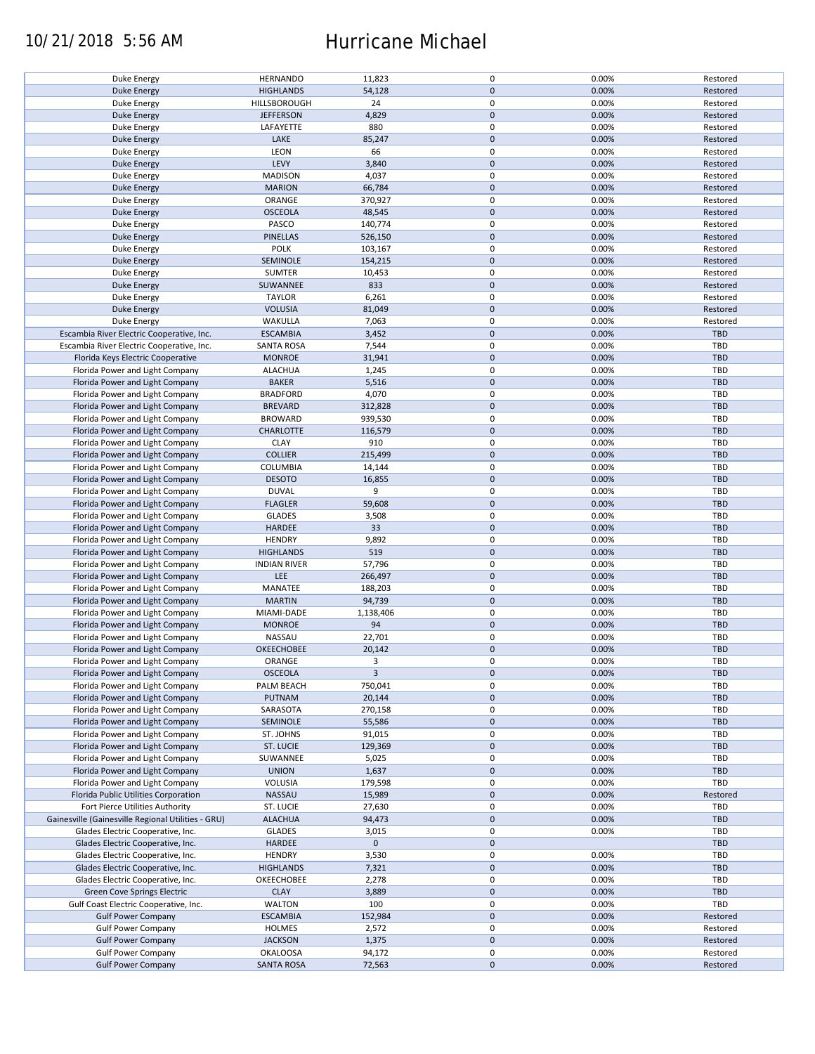| | | | | | |
|---|---|---|---|---|---|
| Duke Energy | HERNANDO | 11,823 | 0 | 0.00% | Restored |
| Duke Energy | HIGHLANDS | 54,128 | 0 | 0.00% | Restored |
| Duke Energy | HILLSBOROUGH | 24 | 0 | 0.00% | Restored |
| Duke Energy | JEFFERSON | 4,829 | 0 | 0.00% | Restored |
| Duke Energy | LAFAYETTE | 880 | 0 | 0.00% | Restored |
| Duke Energy | LAKE | 85,247 | 0 | 0.00% | Restored |
| Duke Energy | LEON | 66 | 0 | 0.00% | Restored |
| Duke Energy | LEVY | 3,840 | 0 | 0.00% | Restored |
| Duke Energy | MADISON | 4,037 | 0 | 0.00% | Restored |
| Duke Energy | MARION | 66,784 | 0 | 0.00% | Restored |
| Duke Energy | ORANGE | 370,927 | 0 | 0.00% | Restored |
| Duke Energy | OSCEOLA | 48,545 | 0 | 0.00% | Restored |
| Duke Energy | PASCO | 140,774 | 0 | 0.00% | Restored |
| Duke Energy | PINELLAS | 526,150 | 0 | 0.00% | Restored |
| Duke Energy | POLK | 103,167 | 0 | 0.00% | Restored |
| Duke Energy | SEMINOLE | 154,215 | 0 | 0.00% | Restored |
| Duke Energy | SUMTER | 10,453 | 0 | 0.00% | Restored |
| Duke Energy | SUWANNEE | 833 | 0 | 0.00% | Restored |
| Duke Energy | TAYLOR | 6,261 | 0 | 0.00% | Restored |
| Duke Energy | VOLUSIA | 81,049 | 0 | 0.00% | Restored |
| Duke Energy | WAKULLA | 7,063 | 0 | 0.00% | Restored |
| Escambia River Electric Cooperative, Inc. | ESCAMBIA | 3,452 | 0 | 0.00% | TBD |
| Escambia River Electric Cooperative, Inc. | SANTA ROSA | 7,544 | 0 | 0.00% | TBD |
| Florida Keys Electric Cooperative | MONROE | 31,941 | 0 | 0.00% | TBD |
| Florida Power and Light Company | ALACHUA | 1,245 | 0 | 0.00% | TBD |
| Florida Power and Light Company | BAKER | 5,516 | 0 | 0.00% | TBD |
| Florida Power and Light Company | BRADFORD | 4,070 | 0 | 0.00% | TBD |
| Florida Power and Light Company | BREVARD | 312,828 | 0 | 0.00% | TBD |
| Florida Power and Light Company | BROWARD | 939,530 | 0 | 0.00% | TBD |
| Florida Power and Light Company | CHARLOTTE | 116,579 | 0 | 0.00% | TBD |
| Florida Power and Light Company | CLAY | 910 | 0 | 0.00% | TBD |
| Florida Power and Light Company | COLLIER | 215,499 | 0 | 0.00% | TBD |
| Florida Power and Light Company | COLUMBIA | 14,144 | 0 | 0.00% | TBD |
| Florida Power and Light Company | DESOTO | 16,855 | 0 | 0.00% | TBD |
| Florida Power and Light Company | DUVAL | 9 | 0 | 0.00% | TBD |
| Florida Power and Light Company | FLAGLER | 59,608 | 0 | 0.00% | TBD |
| Florida Power and Light Company | GLADES | 3,508 | 0 | 0.00% | TBD |
| Florida Power and Light Company | HARDEE | 33 | 0 | 0.00% | TBD |
| Florida Power and Light Company | HENDRY | 9,892 | 0 | 0.00% | TBD |
| Florida Power and Light Company | HIGHLANDS | 519 | 0 | 0.00% | TBD |
| Florida Power and Light Company | INDIAN RIVER | 57,796 | 0 | 0.00% | TBD |
| Florida Power and Light Company | LEE | 266,497 | 0 | 0.00% | TBD |
| Florida Power and Light Company | MANATEE | 188,203 | 0 | 0.00% | TBD |
| Florida Power and Light Company | MARTIN | 94,739 | 0 | 0.00% | TBD |
| Florida Power and Light Company | MIAMI-DADE | 1,138,406 | 0 | 0.00% | TBD |
| Florida Power and Light Company | MONROE | 94 | 0 | 0.00% | TBD |
| Florida Power and Light Company | NASSAU | 22,701 | 0 | 0.00% | TBD |
| Florida Power and Light Company | OKEECHOBEE | 20,142 | 0 | 0.00% | TBD |
| Florida Power and Light Company | ORANGE | 3 | 0 | 0.00% | TBD |
| Florida Power and Light Company | OSCEOLA | 3 | 0 | 0.00% | TBD |
| Florida Power and Light Company | PALM BEACH | 750,041 | 0 | 0.00% | TBD |
| Florida Power and Light Company | PUTNAM | 20,144 | 0 | 0.00% | TBD |
| Florida Power and Light Company | SARASOTA | 270,158 | 0 | 0.00% | TBD |
| Florida Power and Light Company | SEMINOLE | 55,586 | 0 | 0.00% | TBD |
| Florida Power and Light Company | ST. JOHNS | 91,015 | 0 | 0.00% | TBD |
| Florida Power and Light Company | ST. LUCIE | 129,369 | 0 | 0.00% | TBD |
| Florida Power and Light Company | SUWANNEE | 5,025 | 0 | 0.00% | TBD |
| Florida Power and Light Company | UNION | 1,637 | 0 | 0.00% | TBD |
| Florida Power and Light Company | VOLUSIA | 179,598 | 0 | 0.00% | TBD |
| Florida Public Utilities Corporation | NASSAU | 15,989 | 0 | 0.00% | Restored |
| Fort Pierce Utilities Authority | ST. LUCIE | 27,630 | 0 | 0.00% | TBD |
| Gainesville (Gainesville Regional Utilities - GRU) | ALACHUA | 94,473 | 0 | 0.00% | TBD |
| Glades Electric Cooperative, Inc. | GLADES | 3,015 | 0 | 0.00% | TBD |
| Glades Electric Cooperative, Inc. | HARDEE | 0 | 0 | | TBD |
| Glades Electric Cooperative, Inc. | HENDRY | 3,530 | 0 | 0.00% | TBD |
| Glades Electric Cooperative, Inc. | HIGHLANDS | 7,321 | 0 | 0.00% | TBD |
| Glades Electric Cooperative, Inc. | OKEECHOBEE | 2,278 | 0 | 0.00% | TBD |
| Green Cove Springs Electric | CLAY | 3,889 | 0 | 0.00% | TBD |
| Gulf Coast Electric Cooperative, Inc. | WALTON | 100 | 0 | 0.00% | TBD |
| Gulf Power Company | ESCAMBIA | 152,984 | 0 | 0.00% | Restored |
| Gulf Power Company | HOLMES | 2,572 | 0 | 0.00% | Restored |
| Gulf Power Company | JACKSON | 1,375 | 0 | 0.00% | Restored |
| Gulf Power Company | OKALOOSA | 94,172 | 0 | 0.00% | Restored |
| Gulf Power Company | SANTA ROSA | 72,563 | 0 | 0.00% | Restored |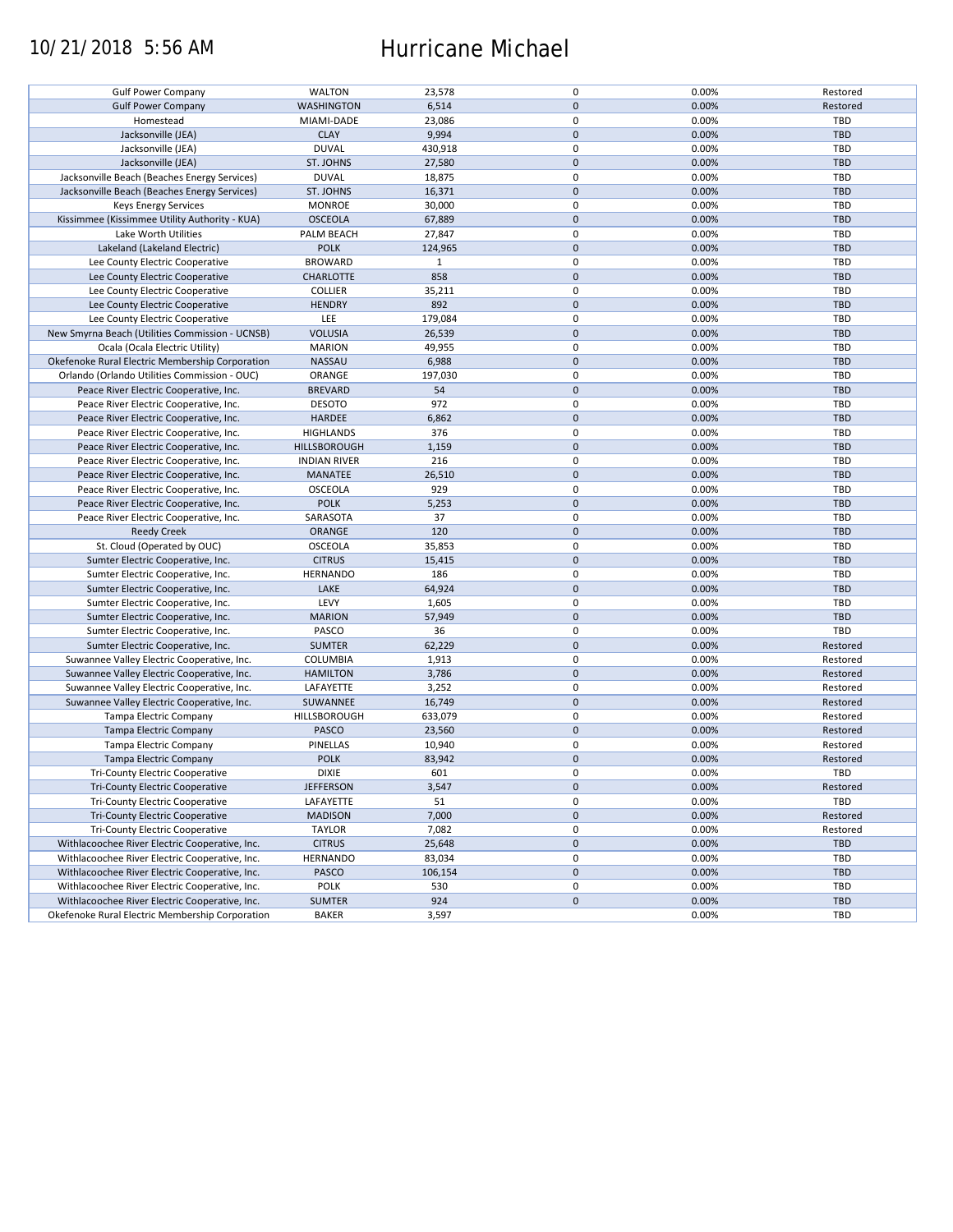10/21/2018 5:56 AM

# Hurricane Michael

| | | | | | |
|---|---|---|---|---|---|
| Gulf Power Company | WALTON | 23,578 | 0 | 0.00% | Restored |
| Gulf Power Company | WASHINGTON | 6,514 | 0 | 0.00% | Restored |
| Homestead | MIAMI-DADE | 23,086 | 0 | 0.00% | TBD |
| Jacksonville (JEA) | CLAY | 9,994 | 0 | 0.00% | TBD |
| Jacksonville (JEA) | DUVAL | 430,918 | 0 | 0.00% | TBD |
| Jacksonville (JEA) | ST. JOHNS | 27,580 | 0 | 0.00% | TBD |
| Jacksonville Beach (Beaches Energy Services) | DUVAL | 18,875 | 0 | 0.00% | TBD |
| Jacksonville Beach (Beaches Energy Services) | ST. JOHNS | 16,371 | 0 | 0.00% | TBD |
| Keys Energy Services | MONROE | 30,000 | 0 | 0.00% | TBD |
| Kissimmee (Kissimmee Utility Authority - KUA) | OSCEOLA | 67,889 | 0 | 0.00% | TBD |
| Lake Worth Utilities | PALM BEACH | 27,847 | 0 | 0.00% | TBD |
| Lakeland (Lakeland Electric) | POLK | 124,965 | 0 | 0.00% | TBD |
| Lee County Electric Cooperative | BROWARD | 1 | 0 | 0.00% | TBD |
| Lee County Electric Cooperative | CHARLOTTE | 858 | 0 | 0.00% | TBD |
| Lee County Electric Cooperative | COLLIER | 35,211 | 0 | 0.00% | TBD |
| Lee County Electric Cooperative | HENDRY | 892 | 0 | 0.00% | TBD |
| Lee County Electric Cooperative | LEE | 179,084 | 0 | 0.00% | TBD |
| New Smyrna Beach (Utilities Commission - UCNSB) | VOLUSIA | 26,539 | 0 | 0.00% | TBD |
| Ocala (Ocala Electric Utility) | MARION | 49,955 | 0 | 0.00% | TBD |
| Okefenoke Rural Electric Membership Corporation | NASSAU | 6,988 | 0 | 0.00% | TBD |
| Orlando (Orlando Utilities Commission - OUC) | ORANGE | 197,030 | 0 | 0.00% | TBD |
| Peace River Electric Cooperative, Inc. | BREVARD | 54 | 0 | 0.00% | TBD |
| Peace River Electric Cooperative, Inc. | DESOTO | 972 | 0 | 0.00% | TBD |
| Peace River Electric Cooperative, Inc. | HARDEE | 6,862 | 0 | 0.00% | TBD |
| Peace River Electric Cooperative, Inc. | HIGHLANDS | 376 | 0 | 0.00% | TBD |
| Peace River Electric Cooperative, Inc. | HILLSBOROUGH | 1,159 | 0 | 0.00% | TBD |
| Peace River Electric Cooperative, Inc. | INDIAN RIVER | 216 | 0 | 0.00% | TBD |
| Peace River Electric Cooperative, Inc. | MANATEE | 26,510 | 0 | 0.00% | TBD |
| Peace River Electric Cooperative, Inc. | OSCEOLA | 929 | 0 | 0.00% | TBD |
| Peace River Electric Cooperative, Inc. | POLK | 5,253 | 0 | 0.00% | TBD |
| Peace River Electric Cooperative, Inc. | SARASOTA | 37 | 0 | 0.00% | TBD |
| Reedy Creek | ORANGE | 120 | 0 | 0.00% | TBD |
| St. Cloud (Operated by OUC) | OSCEOLA | 35,853 | 0 | 0.00% | TBD |
| Sumter Electric Cooperative, Inc. | CITRUS | 15,415 | 0 | 0.00% | TBD |
| Sumter Electric Cooperative, Inc. | HERNANDO | 186 | 0 | 0.00% | TBD |
| Sumter Electric Cooperative, Inc. | LAKE | 64,924 | 0 | 0.00% | TBD |
| Sumter Electric Cooperative, Inc. | LEVY | 1,605 | 0 | 0.00% | TBD |
| Sumter Electric Cooperative, Inc. | MARION | 57,949 | 0 | 0.00% | TBD |
| Sumter Electric Cooperative, Inc. | PASCO | 36 | 0 | 0.00% | TBD |
| Sumter Electric Cooperative, Inc. | SUMTER | 62,229 | 0 | 0.00% | Restored |
| Suwannee Valley Electric Cooperative, Inc. | COLUMBIA | 1,913 | 0 | 0.00% | Restored |
| Suwannee Valley Electric Cooperative, Inc. | HAMILTON | 3,786 | 0 | 0.00% | Restored |
| Suwannee Valley Electric Cooperative, Inc. | LAFAYETTE | 3,252 | 0 | 0.00% | Restored |
| Suwannee Valley Electric Cooperative, Inc. | SUWANNEE | 16,749 | 0 | 0.00% | Restored |
| Tampa Electric Company | HILLSBOROUGH | 633,079 | 0 | 0.00% | Restored |
| Tampa Electric Company | PASCO | 23,560 | 0 | 0.00% | Restored |
| Tampa Electric Company | PINELLAS | 10,940 | 0 | 0.00% | Restored |
| Tampa Electric Company | POLK | 83,942 | 0 | 0.00% | Restored |
| Tri-County Electric Cooperative | DIXIE | 601 | 0 | 0.00% | TBD |
| Tri-County Electric Cooperative | JEFFERSON | 3,547 | 0 | 0.00% | Restored |
| Tri-County Electric Cooperative | LAFAYETTE | 51 | 0 | 0.00% | TBD |
| Tri-County Electric Cooperative | MADISON | 7,000 | 0 | 0.00% | Restored |
| Tri-County Electric Cooperative | TAYLOR | 7,082 | 0 | 0.00% | Restored |
| Withlacoochee River Electric Cooperative, Inc. | CITRUS | 25,648 | 0 | 0.00% | TBD |
| Withlacoochee River Electric Cooperative, Inc. | HERNANDO | 83,034 | 0 | 0.00% | TBD |
| Withlacoochee River Electric Cooperative, Inc. | PASCO | 106,154 | 0 | 0.00% | TBD |
| Withlacoochee River Electric Cooperative, Inc. | POLK | 530 | 0 | 0.00% | TBD |
| Withlacoochee River Electric Cooperative, Inc. | SUMTER | 924 | 0 | 0.00% | TBD |
| Okefenoke Rural Electric Membership Corporation | BAKER | 3,597 | | 0.00% | TBD |